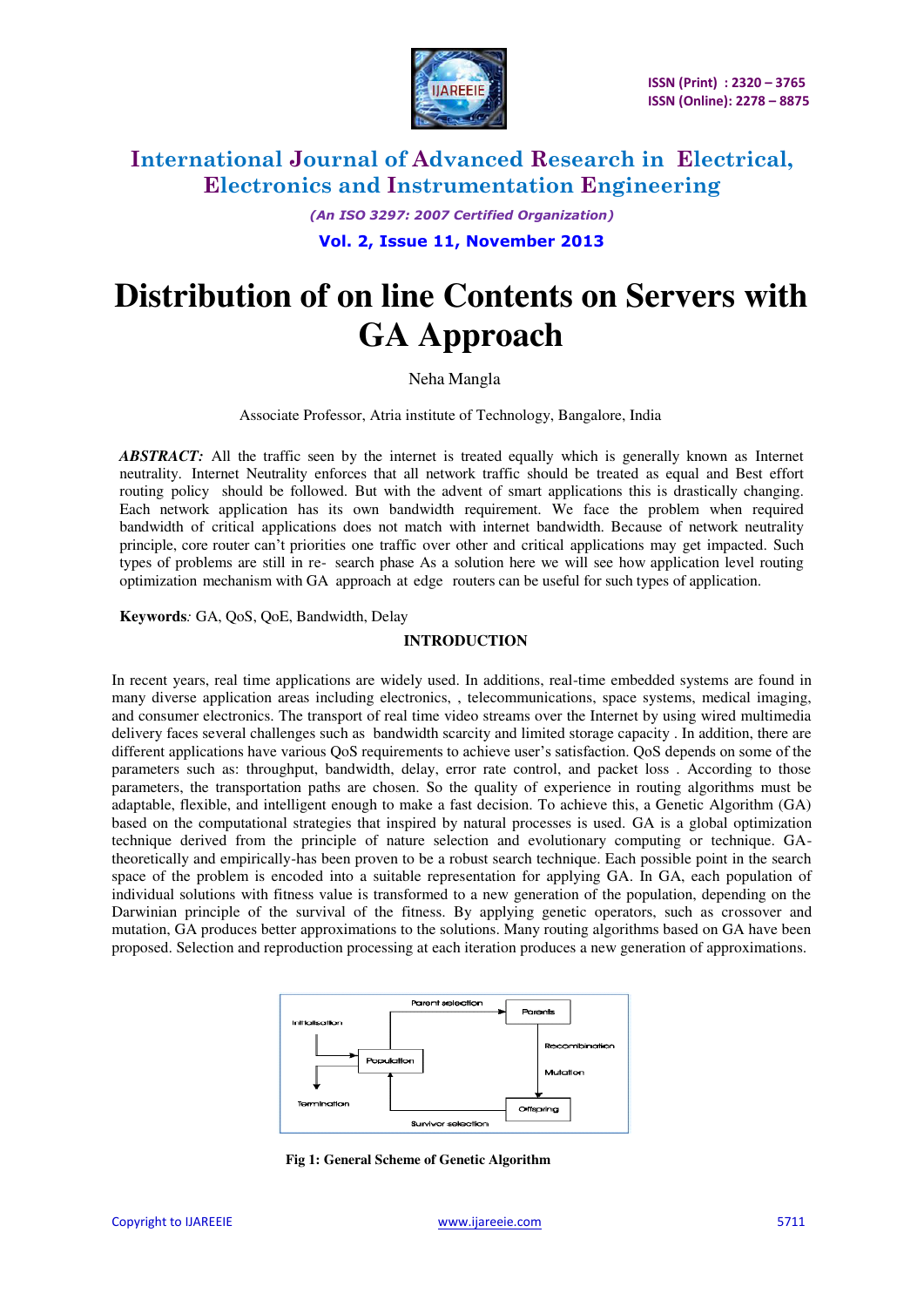# International Journal of Advanced Research in Electrical, Electronics and Instrumentation Engineering

*(An ISO 3297: 2007 Certified Organization)*

# Distribution of on line Contents on Servers with GA Approach

Neha Mangla

Associate Professor, Atria institute of Technology, Bangalore, India

***ABSTRACT:*** All the traffic seen by the internet is treated equally which is generally known as Internet neutrality. Internet Neutrality enforces that all network traffic should be treated as equal and Best effort routing policy should be followed. But with the advent of smart applications this is drastically changing. Each network application has its own bandwidth requirement. We face the problem when required bandwidth of critical applications does not match with internet bandwidth. Because of network neutrality principle, core router can't priorities one traffic over other and critical applications may get impacted. Such types of problems are still in re- search phase As a solution here we will see how application level routing optimization mechanism with GA approach at edge routers can be useful for such types of application.

**Keywords***:* GA, QoS, QoE, Bandwidth, Delay

## INTRODUCTION

In recent years, real time applications are widely used. In additions, real-time embedded systems are found in many diverse application areas including electronics, , telecommunications, space systems, medical imaging, and consumer electronics. The transport of real time video streams over the Internet by using wired multimedia delivery faces several challenges such as bandwidth scarcity and limited storage capacity . In addition, there are different applications have various QoS requirements to achieve user's satisfaction. QoS depends on some of the parameters such as: throughput, bandwidth, delay, error rate control, and packet loss . According to those parameters, the transportation paths are chosen. So the quality of experience in routing algorithms must be adaptable, flexible, and intelligent enough to make a fast decision. To achieve this, a Genetic Algorithm (GA) based on the computational strategies that inspired by natural processes is used. GA is a global optimization technique derived from the principle of nature selection and evolutionary computing or technique. GA-theoretically and empirically-has been proven to be a robust search technique. Each possible point in the search space of the problem is encoded into a suitable representation for applying GA. In GA, each population of individual solutions with fitness value is transformed to a new generation of the population, depending on the Darwinian principle of the survival of the fitness. By applying genetic operators, such as crossover and mutation, GA produces better approximations to the solutions. Many routing algorithms based on GA have been proposed. Selection and reproduction processing at each iteration produces a new generation of approximations.

**Fig 1: General Scheme of Genetic Algorithm**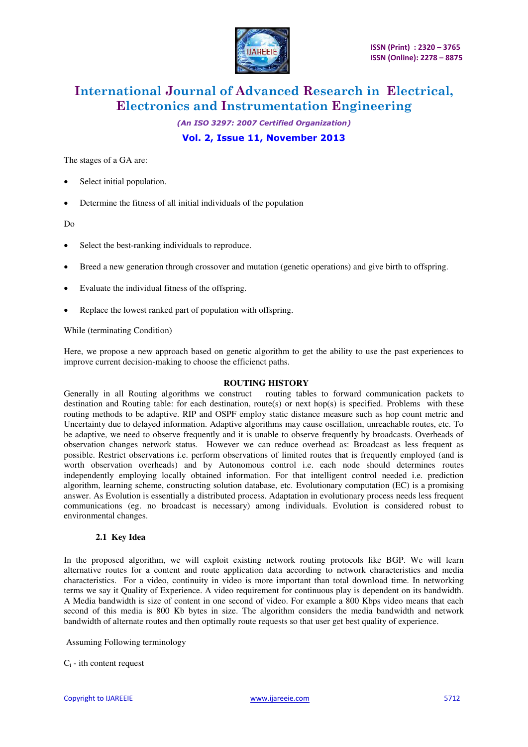The stages of a GA are:

- Select initial population.
- Determine the fitness of all initial individuals of the population

Do

- Select the best-ranking individuals to reproduce.
- Breed a new generation through crossover and mutation (genetic operations) and give birth to offspring.
- Evaluate the individual fitness of the offspring.
- Replace the lowest ranked part of population with offspring.

While (terminating Condition)

Here, we propose a new approach based on genetic algorithm to get the ability to use the past experiences to improve current decision-making to choose the efficienct paths.

## ROUTING HISTORY

Generally in all Routing algorithms we construct routing tables to forward communication packets to destination and Routing table: for each destination, route(s) or next hop(s) is specified. Problems with these routing methods to be adaptive. RIP and OSPF employ static distance measure such as hop count metric and Uncertainty due to delayed information. Adaptive algorithms may cause oscillation, unreachable routes, etc. To be adaptive, we need to observe frequently and it is unable to observe frequently by broadcasts. Overheads of observation changes network status. However we can reduce overhead as: Broadcast as less frequent as possible. Restrict observations i.e. perform observations of limited routes that is frequently employed (and is worth observation overheads) and by Autonomous control i.e. each node should determines routes independently employing locally obtained information. For that intelligent control needed i.e. prediction algorithm, learning scheme, constructing solution database, etc. Evolutionary computation (EC) is a promising answer. As Evolution is essentially a distributed process. Adaptation in evolutionary process needs less frequent communications (eg. no broadcast is necessary) among individuals. Evolution is considered robust to environmental changes.

### 2.1 Key Idea

In the proposed algorithm, we will exploit existing network routing protocols like BGP. We will learn alternative routes for a content and route application data according to network characteristics and media characteristics. For a video, continuity in video is more important than total download time. In networking terms we say it Quality of Experience. A video requirement for continuous play is dependent on its bandwidth. A Media bandwidth is size of content in one second of video. For example a 800 Kbps video means that each second of this media is 800 Kb bytes in size. The algorithm considers the media bandwidth and network bandwidth of alternate routes and then optimally route requests so that user get best quality of experience.

Assuming Following terminology

$C_i$ - ith content request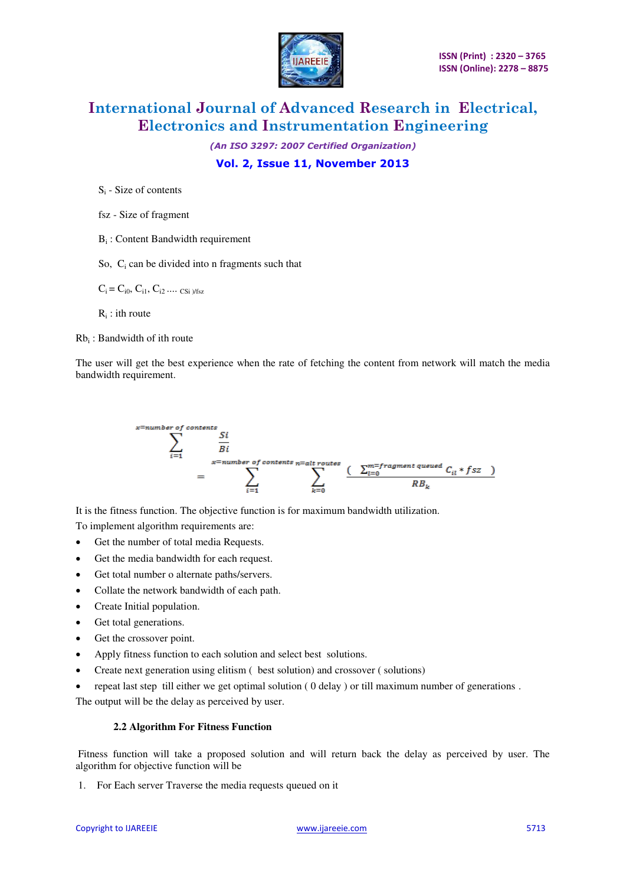$S_i$ - Size of contents

fsz - Size of fragment

$B_i$ : Content Bandwidth requirement

So, $C_i$ can be divided into n fragments such that

$C_i = C_{i0}, C_{i1}, C_{i2} \ldots_{CSi)/fsz}$

$R_i$ : ith route

$Rb_i$ : Bandwidth of ith route

The user will get the best experience when the rate of fetching the content from network will match the media bandwidth requirement.

$$\sum_{i=1}^{x=\text{number of contents}} \frac{Si}{Bi} = \sum_{i=1}^{x=\text{number of contents}} \sum_{k=0}^{n=\text{alt routes}} \frac{\left( \sum_{l=0}^{m=\text{fragment queued}} C_{il} * fsz \right)}{RB_k}$$

It is the fitness function. The objective function is for maximum bandwidth utilization.

To implement algorithm requirements are:

- Get the number of total media Requests.
- Get the media bandwidth for each request.
- Get total number o alternate paths/servers.
- Collate the network bandwidth of each path.
- Create Initial population.
- Get total generations.
- Get the crossover point.
- Apply fitness function to each solution and select best solutions.
- Create next generation using elitism ( best solution) and crossover ( solutions)
- repeat last step till either we get optimal solution ( 0 delay ) or till maximum number of generations .

The output will be the delay as perceived by user.

### 2.2 Algorithm For Fitness Function

Fitness function will take a proposed solution and will return back the delay as perceived by user. The algorithm for objective function will be

1. For Each server Traverse the media requests queued on it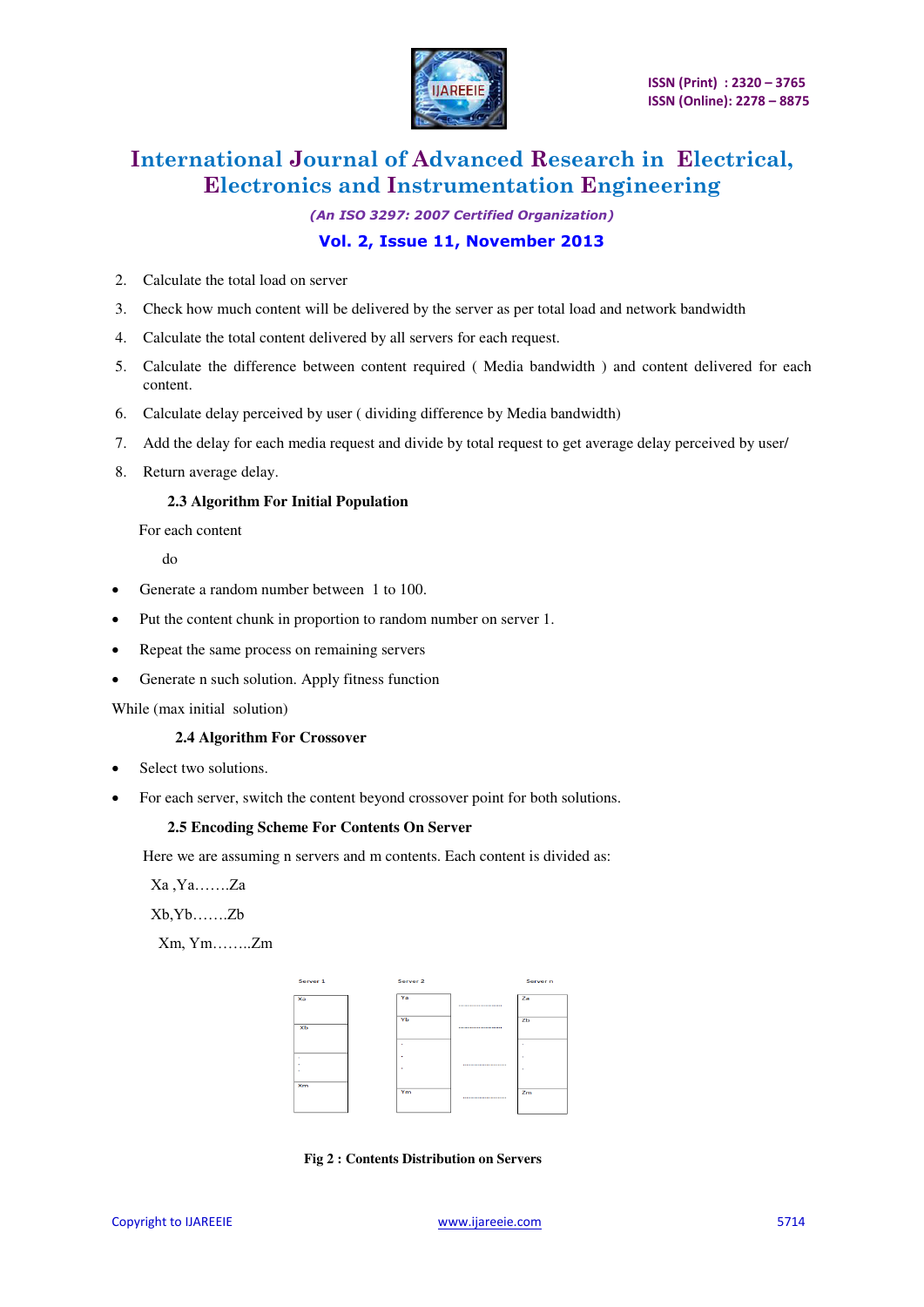2. Calculate the total load on server
3. Check how much content will be delivered by the server as per total load and network bandwidth
4. Calculate the total content delivered by all servers for each request.
5. Calculate the difference between content required ( Media bandwidth ) and content delivered for each content.
6. Calculate delay perceived by user ( dividing difference by Media bandwidth)
7. Add the delay for each media request and divide by total request to get average delay perceived by user/
8. Return average delay.

### 2.3 Algorithm For Initial Population

For each content

do

- Generate a random number between 1 to 100.
- Put the content chunk in proportion to random number on server 1.
- Repeat the same process on remaining servers
- Generate n such solution. Apply fitness function

While (max initial solution)

### 2.4 Algorithm For Crossover

- Select two solutions.
- For each server, switch the content beyond crossover point for both solutions.

### 2.5 Encoding Scheme For Contents On Server

Here we are assuming n servers and m contents. Each content is divided as:

Xa ,Ya…….Za

Xb,Yb…….Zb

Xm, Ym……..Zm

| Server 1 | Server 2 | | Server n |
|---|---|---|---|
| Xa | Ya | ................ | Za |
| Xb | Yb | ................ | Zb |
| . | . | ................ | . |
| Xm | Ym | ................ | Zm |

**Fig 2 : Contents Distribution on Servers**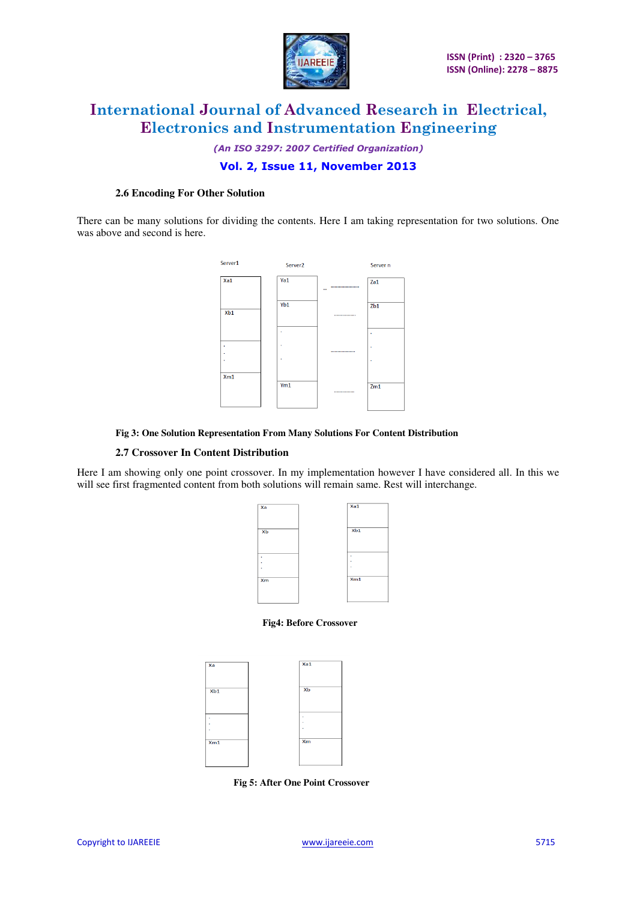### 2.6 Encoding For Other Solution

There can be many solutions for dividing the contents. Here I am taking representation for two solutions. One was above and second is here.

Fig 3: One Solution Representation From Many Solutions For Content Distribution

### 2.7 Crossover In Content Distribution

Here I am showing only one point crossover. In my implementation however I have considered all. In this we will see first fragmented content from both solutions will remain same. Rest will interchange.

Fig4: Before Crossover

Fig 5: After One Point Crossover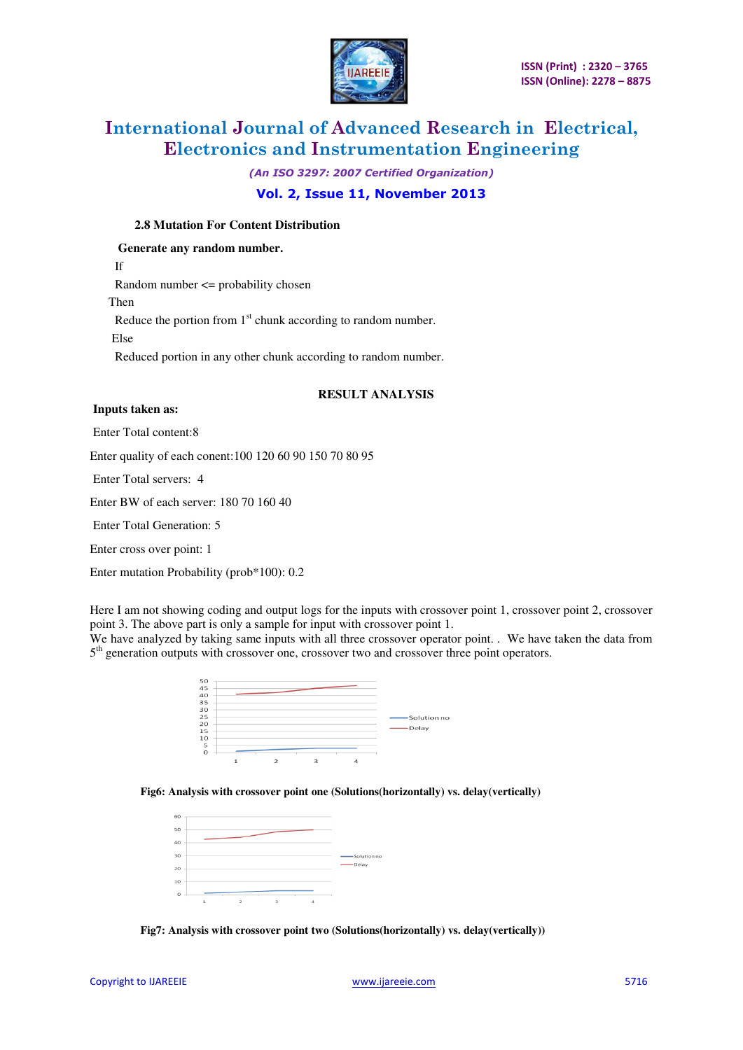### 2.8 Mutation For Content Distribution

**Generate any random number.**

If

Random number <= probability chosen

Then

Reduce the portion from 1st chunk according to random number.

Else

Reduced portion in any other chunk according to random number.

## RESULT ANALYSIS

**Inputs taken as:**

Enter Total content:8

Enter quality of each conent:100 120 60 90 150 70 80 95

Enter Total servers: 4

Enter BW of each server: 180 70 160 40

Enter Total Generation: 5

Enter cross over point: 1

Enter mutation Probability (prob*100): 0.2

Here I am not showing coding and output logs for the inputs with crossover point 1, crossover point 2, crossover point 3. The above part is only a sample for input with crossover point 1.
We have analyzed by taking same inputs with all three crossover operator point. . We have taken the data from 5th generation outputs with crossover one, crossover two and crossover three point operators.

**Fig6: Analysis with crossover point one (Solutions(horizontally) vs. delay(vertically)**

**Fig7: Analysis with crossover point two (Solutions(horizontally) vs. delay(vertically))**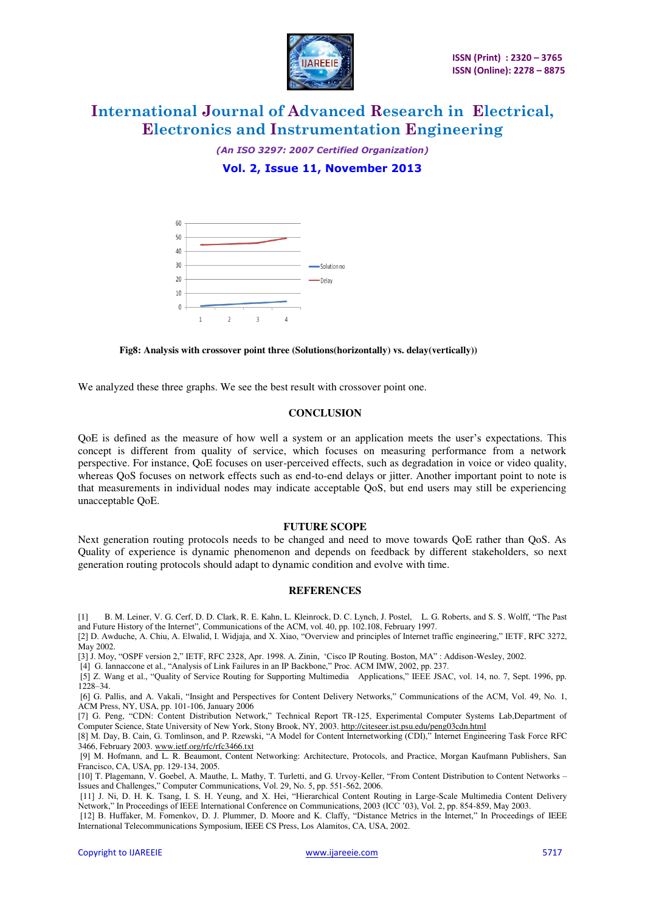Fig8: Analysis with crossover point three (Solutions(horizontally) vs. delay(vertically))

We analyzed these three graphs. We see the best result with crossover point one.

## CONCLUSION

QoE is defined as the measure of how well a system or an application meets the user's expectations. This concept is different from quality of service, which focuses on measuring performance from a network perspective. For instance, QoE focuses on user-perceived effects, such as degradation in voice or video quality, whereas QoS focuses on network effects such as end-to-end delays or jitter. Another important point to note is that measurements in individual nodes may indicate acceptable QoS, but end users may still be experiencing unacceptable QoE.

## FUTURE SCOPE

Next generation routing protocols needs to be changed and need to move towards QoE rather than QoS. As Quality of experience is dynamic phenomenon and depends on feedback by different stakeholders, so next generation routing protocols should adapt to dynamic condition and evolve with time.

## REFERENCES

[1] B. M. Leiner, V. G. Cerf, D. D. Clark, R. E. Kahn, L. Kleinrock, D. C. Lynch, J. Postel, L. G. Roberts, and S. S. Wolff, "The Past and Future History of the Internet", Communications of the ACM, vol. 40, pp. 102.108, February 1997.

[2] D. Awduche, A. Chiu, A. Elwalid, I. Widjaja, and X. Xiao, "Overview and principles of Internet traffic engineering," IETF, RFC 3272, May 2002.

[3] J. Moy, "OSPF version 2," IETF, RFC 2328, Apr. 1998. A. Zinin, 'Cisco IP Routing. Boston, MA" : Addison-Wesley, 2002.

[4] G. Iannaccone et al., "Analysis of Link Failures in an IP Backbone," Proc. ACM IMW, 2002, pp. 237.

[5] Z. Wang et al., "Quality of Service Routing for Supporting Multimedia Applications," IEEE JSAC, vol. 14, no. 7, Sept. 1996, pp. 1228–34.

[6] G. Pallis, and A. Vakali, "Insight and Perspectives for Content Delivery Networks," Communications of the ACM, Vol. 49, No. 1, ACM Press, NY, USA, pp. 101-106, January 2006

[7] G. Peng, "CDN: Content Distribution Network," Technical Report TR-125, Experimental Computer Systems Lab,Department of Computer Science, State University of New York, Stony Brook, NY, 2003. http://citeseer.ist.psu.edu/peng03cdn.html

[8] M. Day, B. Cain, G. Tomlinson, and P. Rzewski, "A Model for Content Internetworking (CDI)," Internet Engineering Task Force RFC 3466, February 2003. www.ietf.org/rfc/rfc3466.txt

[9] M. Hofmann, and L. R. Beaumont, Content Networking: Architecture, Protocols, and Practice, Morgan Kaufmann Publishers, San Francisco, CA, USA, pp. 129-134, 2005.

[10] T. Plagemann, V. Goebel, A. Mauthe, L. Mathy, T. Turletti, and G. Urvoy-Keller, "From Content Distribution to Content Networks – Issues and Challenges," Computer Communications, Vol. 29, No. 5, pp. 551-562, 2006.

[11] J. Ni, D. H. K. Tsang, I. S. H. Yeung, and X. Hei, "Hierarchical Content Routing in Large-Scale Multimedia Content Delivery Network," In Proceedings of IEEE International Conference on Communications, 2003 (ICC '03), Vol. 2, pp. 854-859, May 2003.

[12] B. Huffaker, M. Fomenkov, D. J. Plummer, D. Moore and K. Claffy, "Distance Metrics in the Internet," In Proceedings of IEEE International Telecommunications Symposium, IEEE CS Press, Los Alamitos, CA, USA, 2002.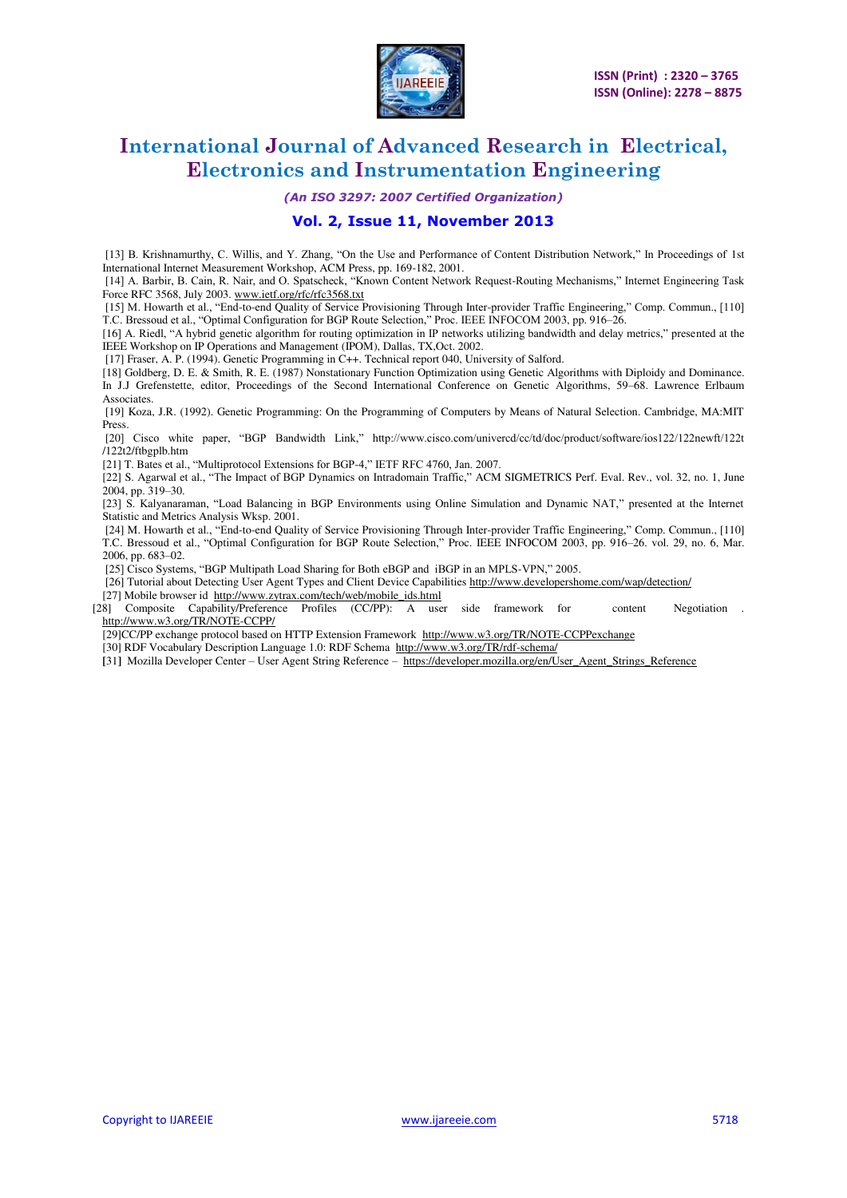[13] B. Krishnamurthy, C. Willis, and Y. Zhang, "On the Use and Performance of Content Distribution Network," In Proceedings of 1st International Internet Measurement Workshop, ACM Press, pp. 169-182, 2001.

[14] A. Barbir, B. Cain, R. Nair, and O. Spatscheck, "Known Content Network Request-Routing Mechanisms," Internet Engineering Task Force RFC 3568, July 2003. www.ietf.org/rfc/rfc3568.txt

[15] M. Howarth et al., "End-to-end Quality of Service Provisioning Through Inter-provider Traffic Engineering," Comp. Commun., [110] T.C. Bressoud et al., "Optimal Configuration for BGP Route Selection," Proc. IEEE INFOCOM 2003, pp. 916–26.

[16] A. Riedl, "A hybrid genetic algorithm for routing optimization in IP networks utilizing bandwidth and delay metrics," presented at the IEEE Workshop on IP Operations and Management (IPOM), Dallas, TX,Oct. 2002.

[17] Fraser, A. P. (1994). Genetic Programming in C++. Technical report 040, University of Salford.

[18] Goldberg, D. E. & Smith, R. E. (1987) Nonstationary Function Optimization using Genetic Algorithms with Diploidy and Dominance. In J.J Grefenstette, editor, Proceedings of the Second International Conference on Genetic Algorithms, 59–68. Lawrence Erlbaum Associates.

[19] Koza, J.R. (1992). Genetic Programming: On the Programming of Computers by Means of Natural Selection. Cambridge, MA:MIT Press.

[20] Cisco white paper, "BGP Bandwidth Link," http://www.cisco.com/univercd/cc/td/doc/product/software/ios122/122newft/122t/122t2/ftbgplb.htm

[21] T. Bates et al., "Multiprotocol Extensions for BGP-4," IETF RFC 4760, Jan. 2007.

[22] S. Agarwal et al., "The Impact of BGP Dynamics on Intradomain Traffic," ACM SIGMETRICS Perf. Eval. Rev., vol. 32, no. 1, June 2004, pp. 319–30.

[23] S. Kalyanaraman, "Load Balancing in BGP Environments using Online Simulation and Dynamic NAT," presented at the Internet Statistic and Metrics Analysis Wksp. 2001.

[24] M. Howarth et al., "End-to-end Quality of Service Provisioning Through Inter-provider Traffic Engineering," Comp. Commun., [110] T.C. Bressoud et al., "Optimal Configuration for BGP Route Selection," Proc. IEEE INFOCOM 2003, pp. 916–26. vol. 29, no. 6, Mar. 2006, pp. 683–02.

[25] Cisco Systems, "BGP Multipath Load Sharing for Both eBGP and iBGP in an MPLS-VPN," 2005.

[26] Tutorial about Detecting User Agent Types and Client Device Capabilities http://www.developershome.com/wap/detection/

[27] Mobile browser id http://www.zytrax.com/tech/web/mobile_ids.html

[28] Composite Capability/Preference Profiles (CC/PP): A user side framework for content Negotiation . http://www.w3.org/TR/NOTE-CCPP/

[29]CC/PP exchange protocol based on HTTP Extension Framework http://www.w3.org/TR/NOTE-CCPPexchange

[30] RDF Vocabulary Description Language 1.0: RDF Schema http://www.w3.org/TR/rdf-schema/

[31] Mozilla Developer Center – User Agent String Reference – https://developer.mozilla.org/en/User_Agent_Strings_Reference